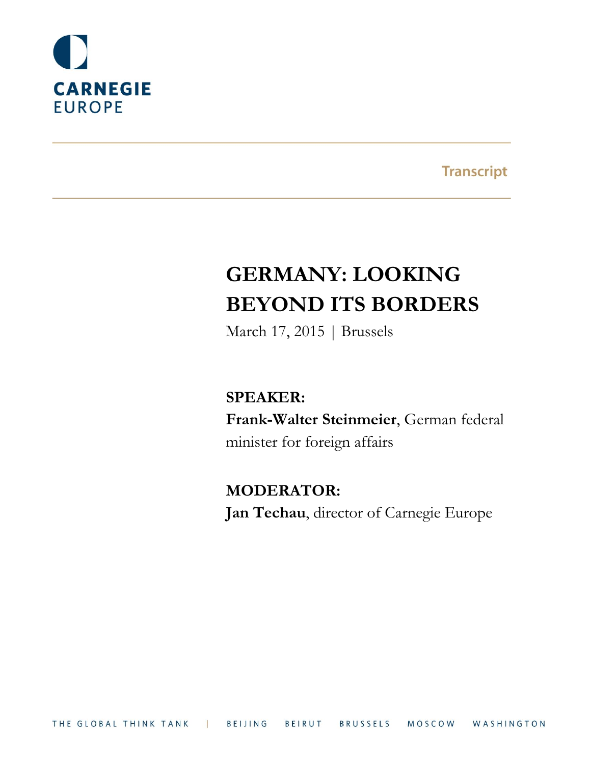CARNEGIE
EUROPE

Transcript

# GERMANY: LOOKING BEYOND ITS BORDERS

March 17, 2015 | Brussels

**SPEAKER:**

**Frank-Walter Steinmeier**, German federal minister for foreign affairs

**MODERATOR:**

**Jan Techau**, director of Carnegie Europe

THE GLOBAL THINK TANK | BEIJING BEIRUT BRUSSELS MOSCOW WASHINGTON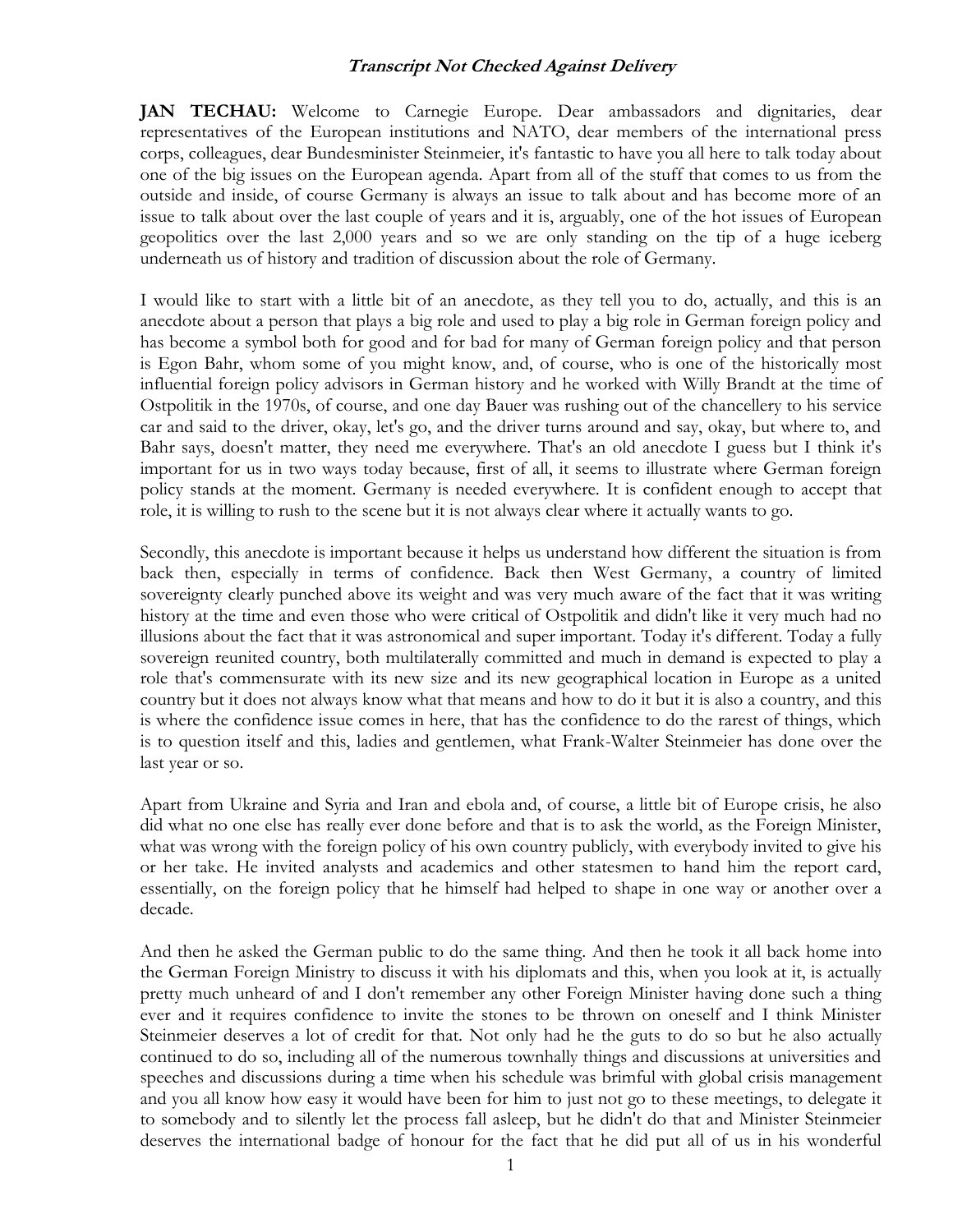**_Transcript Not Checked Against Delivery_**

**JAN TECHAU:** Welcome to Carnegie Europe. Dear ambassadors and dignitaries, dear representatives of the European institutions and NATO, dear members of the international press corps, colleagues, dear Bundesminister Steinmeier, it's fantastic to have you all here to talk today about one of the big issues on the European agenda. Apart from all of the stuff that comes to us from the outside and inside, of course Germany is always an issue to talk about and has become more of an issue to talk about over the last couple of years and it is, arguably, one of the hot issues of European geopolitics over the last 2,000 years and so we are only standing on the tip of a huge iceberg underneath us of history and tradition of discussion about the role of Germany.

I would like to start with a little bit of an anecdote, as they tell you to do, actually, and this is an anecdote about a person that plays a big role and used to play a big role in German foreign policy and has become a symbol both for good and for bad for many of German foreign policy and that person is Egon Bahr, whom some of you might know, and, of course, who is one of the historically most influential foreign policy advisors in German history and he worked with Willy Brandt at the time of Ostpolitik in the 1970s, of course, and one day Bauer was rushing out of the chancellery to his service car and said to the driver, okay, let's go, and the driver turns around and say, okay, but where to, and Bahr says, doesn't matter, they need me everywhere. That's an old anecdote I guess but I think it's important for us in two ways today because, first of all, it seems to illustrate where German foreign policy stands at the moment. Germany is needed everywhere. It is confident enough to accept that role, it is willing to rush to the scene but it is not always clear where it actually wants to go.

Secondly, this anecdote is important because it helps us understand how different the situation is from back then, especially in terms of confidence. Back then West Germany, a country of limited sovereignty clearly punched above its weight and was very much aware of the fact that it was writing history at the time and even those who were critical of Ostpolitik and didn't like it very much had no illusions about the fact that it was astronomical and super important. Today it's different. Today a fully sovereign reunited country, both multilaterally committed and much in demand is expected to play a role that's commensurate with its new size and its new geographical location in Europe as a united country but it does not always know what that means and how to do it but it is also a country, and this is where the confidence issue comes in here, that has the confidence to do the rarest of things, which is to question itself and this, ladies and gentlemen, what Frank-Walter Steinmeier has done over the last year or so.

Apart from Ukraine and Syria and Iran and ebola and, of course, a little bit of Europe crisis, he also did what no one else has really ever done before and that is to ask the world, as the Foreign Minister, what was wrong with the foreign policy of his own country publicly, with everybody invited to give his or her take. He invited analysts and academics and other statesmen to hand him the report card, essentially, on the foreign policy that he himself had helped to shape in one way or another over a decade.

And then he asked the German public to do the same thing. And then he took it all back home into the German Foreign Ministry to discuss it with his diplomats and this, when you look at it, is actually pretty much unheard of and I don't remember any other Foreign Minister having done such a thing ever and it requires confidence to invite the stones to be thrown on oneself and I think Minister Steinmeier deserves a lot of credit for that. Not only had he the guts to do so but he also actually continued to do so, including all of the numerous townhally things and discussions at universities and speeches and discussions during a time when his schedule was brimful with global crisis management and you all know how easy it would have been for him to just not go to these meetings, to delegate it to somebody and to silently let the process fall asleep, but he didn't do that and Minister Steinmeier deserves the international badge of honour for the fact that he did put all of us in his wonderful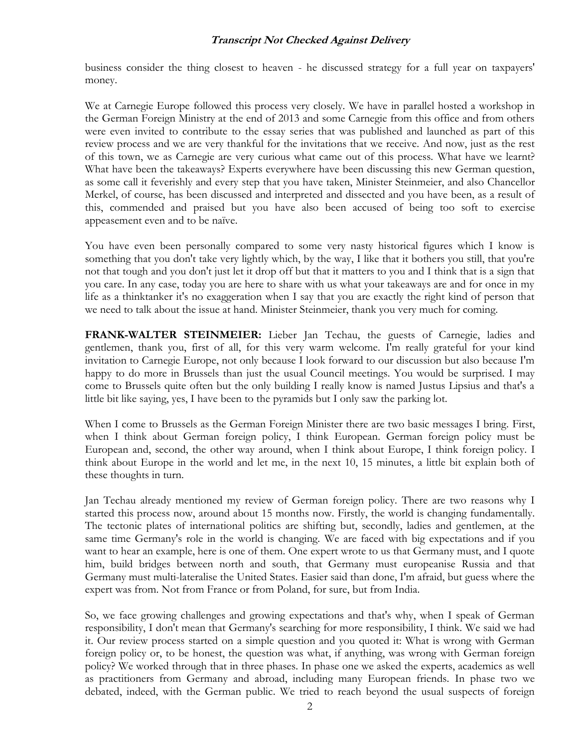business consider the thing closest to heaven - he discussed strategy for a full year on taxpayers' money.

We at Carnegie Europe followed this process very closely. We have in parallel hosted a workshop in the German Foreign Ministry at the end of 2013 and some Carnegie from this office and from others were even invited to contribute to the essay series that was published and launched as part of this review process and we are very thankful for the invitations that we receive. And now, just as the rest of this town, we as Carnegie are very curious what came out of this process. What have we learnt? What have been the takeaways? Experts everywhere have been discussing this new German question, as some call it feverishly and every step that you have taken, Minister Steinmeier, and also Chancellor Merkel, of course, has been discussed and interpreted and dissected and you have been, as a result of this, commended and praised but you have also been accused of being too soft to exercise appeasement even and to be naïve.

You have even been personally compared to some very nasty historical figures which I know is something that you don't take very lightly which, by the way, I like that it bothers you still, that you're not that tough and you don't just let it drop off but that it matters to you and I think that is a sign that you care. In any case, today you are here to share with us what your takeaways are and for once in my life as a thinktanker it's no exaggeration when I say that you are exactly the right kind of person that we need to talk about the issue at hand. Minister Steinmeier, thank you very much for coming.

**FRANK-WALTER STEINMEIER:** Lieber Jan Techau, the guests of Carnegie, ladies and gentlemen, thank you, first of all, for this very warm welcome. I'm really grateful for your kind invitation to Carnegie Europe, not only because I look forward to our discussion but also because I'm happy to do more in Brussels than just the usual Council meetings. You would be surprised. I may come to Brussels quite often but the only building I really know is named Justus Lipsius and that's a little bit like saying, yes, I have been to the pyramids but I only saw the parking lot.

When I come to Brussels as the German Foreign Minister there are two basic messages I bring. First, when I think about German foreign policy, I think European. German foreign policy must be European and, second, the other way around, when I think about Europe, I think foreign policy. I think about Europe in the world and let me, in the next 10, 15 minutes, a little bit explain both of these thoughts in turn.

Jan Techau already mentioned my review of German foreign policy. There are two reasons why I started this process now, around about 15 months now. Firstly, the world is changing fundamentally. The tectonic plates of international politics are shifting but, secondly, ladies and gentlemen, at the same time Germany's role in the world is changing. We are faced with big expectations and if you want to hear an example, here is one of them. One expert wrote to us that Germany must, and I quote him, build bridges between north and south, that Germany must europeanise Russia and that Germany must multi-lateralise the United States. Easier said than done, I'm afraid, but guess where the expert was from. Not from France or from Poland, for sure, but from India.

So, we face growing challenges and growing expectations and that's why, when I speak of German responsibility, I don't mean that Germany's searching for more responsibility, I think. We said we had it. Our review process started on a simple question and you quoted it: What is wrong with German foreign policy or, to be honest, the question was what, if anything, was wrong with German foreign policy? We worked through that in three phases. In phase one we asked the experts, academics as well as practitioners from Germany and abroad, including many European friends. In phase two we debated, indeed, with the German public. We tried to reach beyond the usual suspects of foreign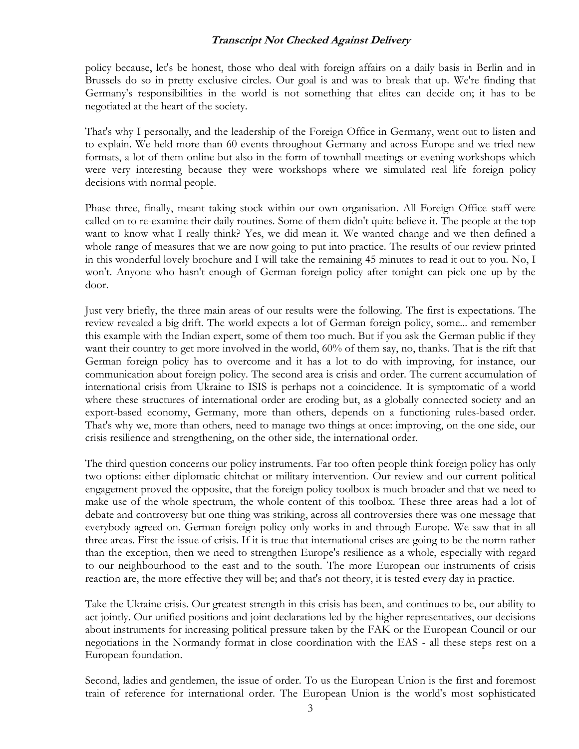policy because, let's be honest, those who deal with foreign affairs on a daily basis in Berlin and in Brussels do so in pretty exclusive circles. Our goal is and was to break that up. We're finding that Germany's responsibilities in the world is not something that elites can decide on; it has to be negotiated at the heart of the society.

That's why I personally, and the leadership of the Foreign Office in Germany, went out to listen and to explain. We held more than 60 events throughout Germany and across Europe and we tried new formats, a lot of them online but also in the form of townhall meetings or evening workshops which were very interesting because they were workshops where we simulated real life foreign policy decisions with normal people.

Phase three, finally, meant taking stock within our own organisation. All Foreign Office staff were called on to re-examine their daily routines. Some of them didn't quite believe it. The people at the top want to know what I really think? Yes, we did mean it. We wanted change and we then defined a whole range of measures that we are now going to put into practice. The results of our review printed in this wonderful lovely brochure and I will take the remaining 45 minutes to read it out to you. No, I won't. Anyone who hasn't enough of German foreign policy after tonight can pick one up by the door.

Just very briefly, the three main areas of our results were the following. The first is expectations. The review revealed a big drift. The world expects a lot of German foreign policy, some... and remember this example with the Indian expert, some of them too much. But if you ask the German public if they want their country to get more involved in the world, 60% of them say, no, thanks. That is the rift that German foreign policy has to overcome and it has a lot to do with improving, for instance, our communication about foreign policy. The second area is crisis and order. The current accumulation of international crisis from Ukraine to ISIS is perhaps not a coincidence. It is symptomatic of a world where these structures of international order are eroding but, as a globally connected society and an export-based economy, Germany, more than others, depends on a functioning rules-based order. That's why we, more than others, need to manage two things at once: improving, on the one side, our crisis resilience and strengthening, on the other side, the international order.

The third question concerns our policy instruments. Far too often people think foreign policy has only two options: either diplomatic chitchat or military intervention. Our review and our current political engagement proved the opposite, that the foreign policy toolbox is much broader and that we need to make use of the whole spectrum, the whole content of this toolbox. These three areas had a lot of debate and controversy but one thing was striking, across all controversies there was one message that everybody agreed on. German foreign policy only works in and through Europe. We saw that in all three areas. First the issue of crisis. If it is true that international crises are going to be the norm rather than the exception, then we need to strengthen Europe's resilience as a whole, especially with regard to our neighbourhood to the east and to the south. The more European our instruments of crisis reaction are, the more effective they will be; and that's not theory, it is tested every day in practice.

Take the Ukraine crisis. Our greatest strength in this crisis has been, and continues to be, our ability to act jointly. Our unified positions and joint declarations led by the higher representatives, our decisions about instruments for increasing political pressure taken by the FAK or the European Council or our negotiations in the Normandy format in close coordination with the EAS - all these steps rest on a European foundation.

Second, ladies and gentlemen, the issue of order. To us the European Union is the first and foremost train of reference for international order. The European Union is the world's most sophisticated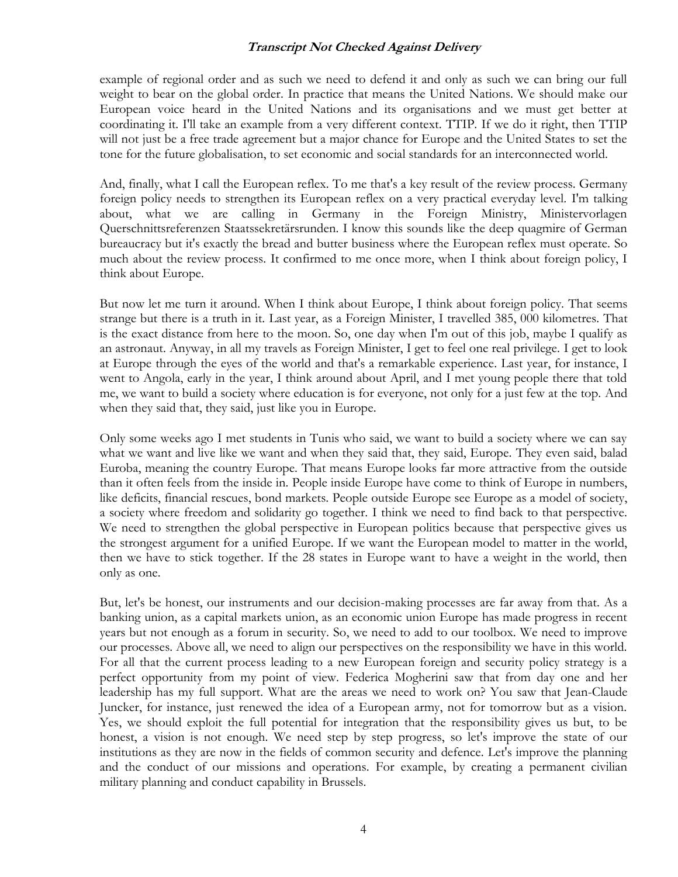example of regional order and as such we need to defend it and only as such we can bring our full weight to bear on the global order. In practice that means the United Nations. We should make our European voice heard in the United Nations and its organisations and we must get better at coordinating it. I'll take an example from a very different context. TTIP. If we do it right, then TTIP will not just be a free trade agreement but a major chance for Europe and the United States to set the tone for the future globalisation, to set economic and social standards for an interconnected world.

And, finally, what I call the European reflex. To me that's a key result of the review process. Germany foreign policy needs to strengthen its European reflex on a very practical everyday level. I'm talking about, what we are calling in Germany in the Foreign Ministry, Ministervorlagen Querschnittsreferenzen Staatssekretärsrunden. I know this sounds like the deep quagmire of German bureaucracy but it's exactly the bread and butter business where the European reflex must operate. So much about the review process. It confirmed to me once more, when I think about foreign policy, I think about Europe.

But now let me turn it around. When I think about Europe, I think about foreign policy. That seems strange but there is a truth in it. Last year, as a Foreign Minister, I travelled 385, 000 kilometres. That is the exact distance from here to the moon. So, one day when I'm out of this job, maybe I qualify as an astronaut. Anyway, in all my travels as Foreign Minister, I get to feel one real privilege. I get to look at Europe through the eyes of the world and that's a remarkable experience. Last year, for instance, I went to Angola, early in the year, I think around about April, and I met young people there that told me, we want to build a society where education is for everyone, not only for a just few at the top. And when they said that, they said, just like you in Europe.

Only some weeks ago I met students in Tunis who said, we want to build a society where we can say what we want and live like we want and when they said that, they said, Europe. They even said, balad Euroba, meaning the country Europe. That means Europe looks far more attractive from the outside than it often feels from the inside in. People inside Europe have come to think of Europe in numbers, like deficits, financial rescues, bond markets. People outside Europe see Europe as a model of society, a society where freedom and solidarity go together. I think we need to find back to that perspective. We need to strengthen the global perspective in European politics because that perspective gives us the strongest argument for a unified Europe. If we want the European model to matter in the world, then we have to stick together. If the 28 states in Europe want to have a weight in the world, then only as one.

But, let's be honest, our instruments and our decision-making processes are far away from that. As a banking union, as a capital markets union, as an economic union Europe has made progress in recent years but not enough as a forum in security. So, we need to add to our toolbox. We need to improve our processes. Above all, we need to align our perspectives on the responsibility we have in this world. For all that the current process leading to a new European foreign and security policy strategy is a perfect opportunity from my point of view. Federica Mogherini saw that from day one and her leadership has my full support. What are the areas we need to work on? You saw that Jean-Claude Juncker, for instance, just renewed the idea of a European army, not for tomorrow but as a vision. Yes, we should exploit the full potential for integration that the responsibility gives us but, to be honest, a vision is not enough. We need step by step progress, so let's improve the state of our institutions as they are now in the fields of common security and defence. Let's improve the planning and the conduct of our missions and operations. For example, by creating a permanent civilian military planning and conduct capability in Brussels.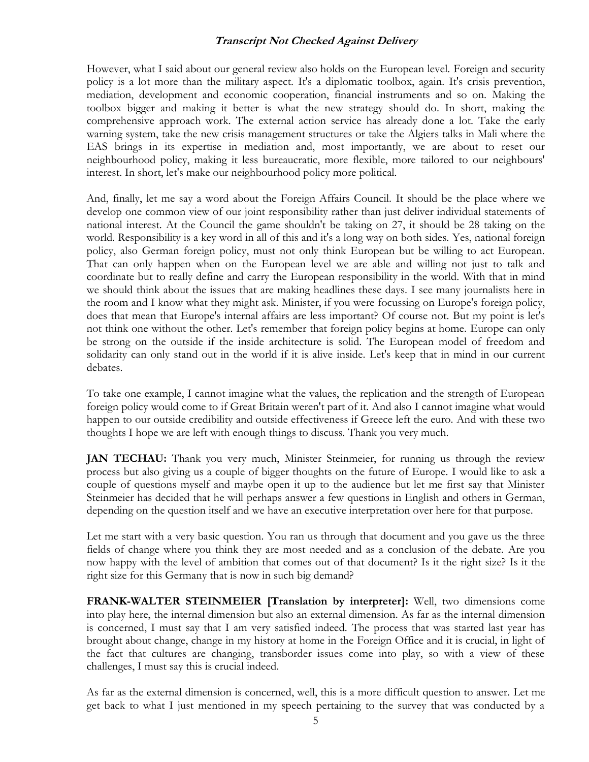However, what I said about our general review also holds on the European level. Foreign and security policy is a lot more than the military aspect. It's a diplomatic toolbox, again. It's crisis prevention, mediation, development and economic cooperation, financial instruments and so on. Making the toolbox bigger and making it better is what the new strategy should do. In short, making the comprehensive approach work. The external action service has already done a lot. Take the early warning system, take the new crisis management structures or take the Algiers talks in Mali where the EAS brings in its expertise in mediation and, most importantly, we are about to reset our neighbourhood policy, making it less bureaucratic, more flexible, more tailored to our neighbours' interest. In short, let's make our neighbourhood policy more political.

And, finally, let me say a word about the Foreign Affairs Council. It should be the place where we develop one common view of our joint responsibility rather than just deliver individual statements of national interest. At the Council the game shouldn't be taking on 27, it should be 28 taking on the world. Responsibility is a key word in all of this and it's a long way on both sides. Yes, national foreign policy, also German foreign policy, must not only think European but be willing to act European. That can only happen when on the European level we are able and willing not just to talk and coordinate but to really define and carry the European responsibility in the world. With that in mind we should think about the issues that are making headlines these days. I see many journalists here in the room and I know what they might ask. Minister, if you were focussing on Europe's foreign policy, does that mean that Europe's internal affairs are less important? Of course not. But my point is let's not think one without the other. Let's remember that foreign policy begins at home. Europe can only be strong on the outside if the inside architecture is solid. The European model of freedom and solidarity can only stand out in the world if it is alive inside. Let's keep that in mind in our current debates.

To take one example, I cannot imagine what the values, the replication and the strength of European foreign policy would come to if Great Britain weren't part of it. And also I cannot imagine what would happen to our outside credibility and outside effectiveness if Greece left the euro. And with these two thoughts I hope we are left with enough things to discuss. Thank you very much.

**JAN TECHAU:** Thank you very much, Minister Steinmeier, for running us through the review process but also giving us a couple of bigger thoughts on the future of Europe. I would like to ask a couple of questions myself and maybe open it up to the audience but let me first say that Minister Steinmeier has decided that he will perhaps answer a few questions in English and others in German, depending on the question itself and we have an executive interpretation over here for that purpose.

Let me start with a very basic question. You ran us through that document and you gave us the three fields of change where you think they are most needed and as a conclusion of the debate. Are you now happy with the level of ambition that comes out of that document? Is it the right size? Is it the right size for this Germany that is now in such big demand?

**FRANK-WALTER STEINMEIER [Translation by interpreter]:** Well, two dimensions come into play here, the internal dimension but also an external dimension. As far as the internal dimension is concerned, I must say that I am very satisfied indeed. The process that was started last year has brought about change, change in my history at home in the Foreign Office and it is crucial, in light of the fact that cultures are changing, transborder issues come into play, so with a view of these challenges, I must say this is crucial indeed.

As far as the external dimension is concerned, well, this is a more difficult question to answer. Let me get back to what I just mentioned in my speech pertaining to the survey that was conducted by a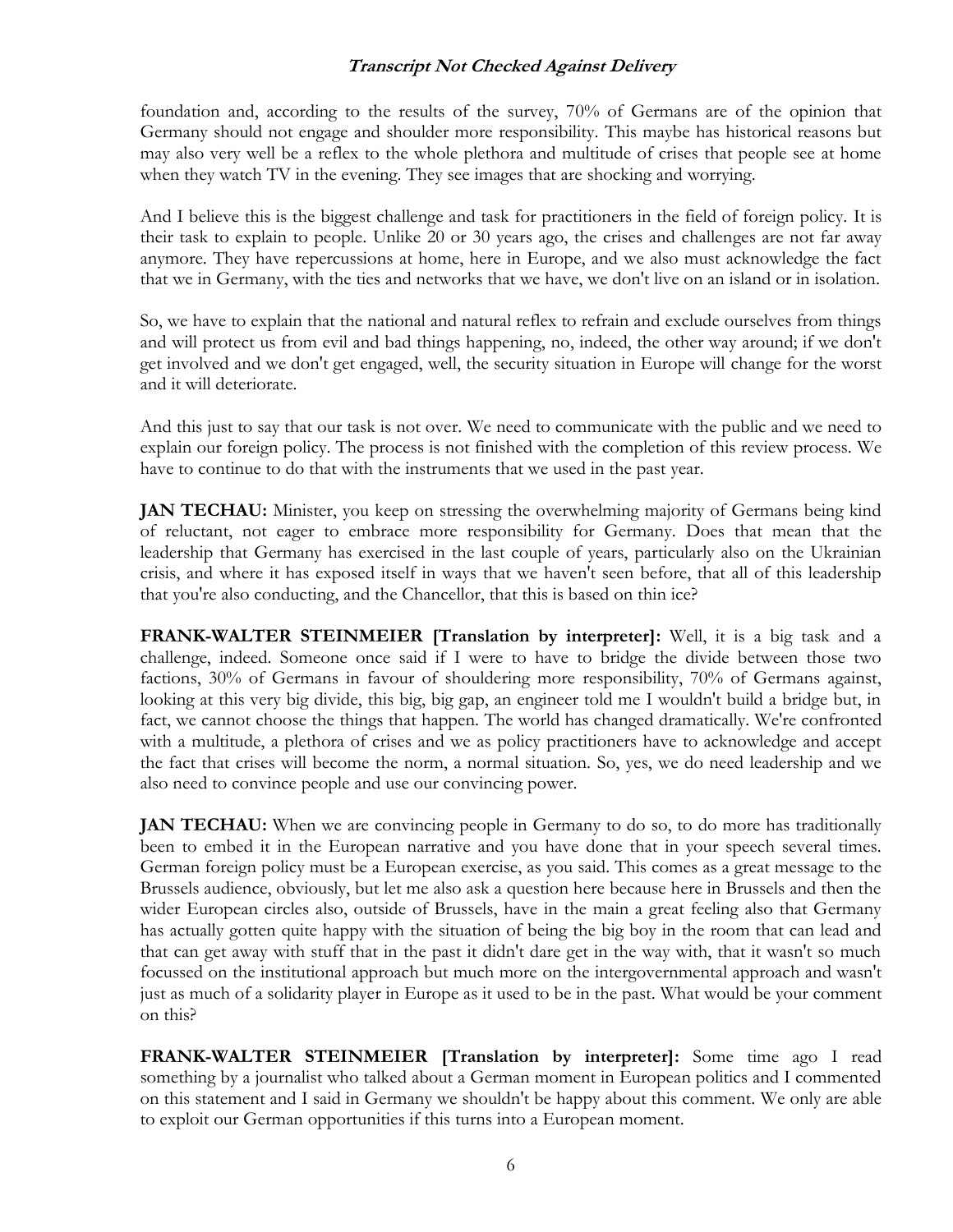foundation and, according to the results of the survey, 70% of Germans are of the opinion that Germany should not engage and shoulder more responsibility. This maybe has historical reasons but may also very well be a reflex to the whole plethora and multitude of crises that people see at home when they watch TV in the evening. They see images that are shocking and worrying.

And I believe this is the biggest challenge and task for practitioners in the field of foreign policy. It is their task to explain to people. Unlike 20 or 30 years ago, the crises and challenges are not far away anymore. They have repercussions at home, here in Europe, and we also must acknowledge the fact that we in Germany, with the ties and networks that we have, we don't live on an island or in isolation.

So, we have to explain that the national and natural reflex to refrain and exclude ourselves from things and will protect us from evil and bad things happening, no, indeed, the other way around; if we don't get involved and we don't get engaged, well, the security situation in Europe will change for the worst and it will deteriorate.

And this just to say that our task is not over. We need to communicate with the public and we need to explain our foreign policy. The process is not finished with the completion of this review process. We have to continue to do that with the instruments that we used in the past year.

**JAN TECHAU:** Minister, you keep on stressing the overwhelming majority of Germans being kind of reluctant, not eager to embrace more responsibility for Germany. Does that mean that the leadership that Germany has exercised in the last couple of years, particularly also on the Ukrainian crisis, and where it has exposed itself in ways that we haven't seen before, that all of this leadership that you're also conducting, and the Chancellor, that this is based on thin ice?

**FRANK-WALTER STEINMEIER [Translation by interpreter]:** Well, it is a big task and a challenge, indeed. Someone once said if I were to have to bridge the divide between those two factions, 30% of Germans in favour of shouldering more responsibility, 70% of Germans against, looking at this very big divide, this big, big gap, an engineer told me I wouldn't build a bridge but, in fact, we cannot choose the things that happen. The world has changed dramatically. We're confronted with a multitude, a plethora of crises and we as policy practitioners have to acknowledge and accept the fact that crises will become the norm, a normal situation. So, yes, we do need leadership and we also need to convince people and use our convincing power.

**JAN TECHAU:** When we are convincing people in Germany to do so, to do more has traditionally been to embed it in the European narrative and you have done that in your speech several times. German foreign policy must be a European exercise, as you said. This comes as a great message to the Brussels audience, obviously, but let me also ask a question here because here in Brussels and then the wider European circles also, outside of Brussels, have in the main a great feeling also that Germany has actually gotten quite happy with the situation of being the big boy in the room that can lead and that can get away with stuff that in the past it didn't dare get in the way with, that it wasn't so much focussed on the institutional approach but much more on the intergovernmental approach and wasn't just as much of a solidarity player in Europe as it used to be in the past. What would be your comment on this?

**FRANK-WALTER STEINMEIER [Translation by interpreter]:** Some time ago I read something by a journalist who talked about a German moment in European politics and I commented on this statement and I said in Germany we shouldn't be happy about this comment. We only are able to exploit our German opportunities if this turns into a European moment.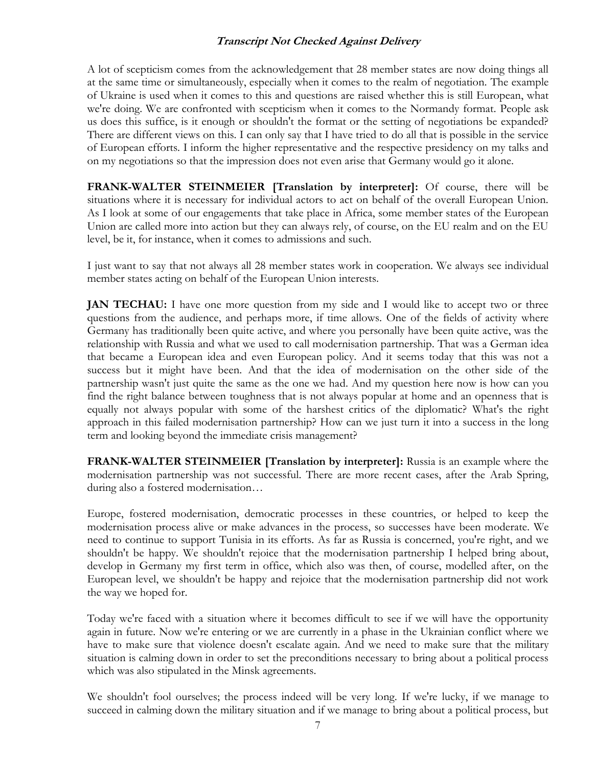A lot of scepticism comes from the acknowledgement that 28 member states are now doing things all at the same time or simultaneously, especially when it comes to the realm of negotiation. The example of Ukraine is used when it comes to this and questions are raised whether this is still European, what we're doing. We are confronted with scepticism when it comes to the Normandy format. People ask us does this suffice, is it enough or shouldn't the format or the setting of negotiations be expanded? There are different views on this. I can only say that I have tried to do all that is possible in the service of European efforts. I inform the higher representative and the respective presidency on my talks and on my negotiations so that the impression does not even arise that Germany would go it alone.

**FRANK-WALTER STEINMEIER [Translation by interpreter]:** Of course, there will be situations where it is necessary for individual actors to act on behalf of the overall European Union. As I look at some of our engagements that take place in Africa, some member states of the European Union are called more into action but they can always rely, of course, on the EU realm and on the EU level, be it, for instance, when it comes to admissions and such.

I just want to say that not always all 28 member states work in cooperation. We always see individual member states acting on behalf of the European Union interests.

**JAN TECHAU:** I have one more question from my side and I would like to accept two or three questions from the audience, and perhaps more, if time allows. One of the fields of activity where Germany has traditionally been quite active, and where you personally have been quite active, was the relationship with Russia and what we used to call modernisation partnership. That was a German idea that became a European idea and even European policy. And it seems today that this was not a success but it might have been. And that the idea of modernisation on the other side of the partnership wasn't just quite the same as the one we had. And my question here now is how can you find the right balance between toughness that is not always popular at home and an openness that is equally not always popular with some of the harshest critics of the diplomatic? What's the right approach in this failed modernisation partnership? How can we just turn it into a success in the long term and looking beyond the immediate crisis management?

**FRANK-WALTER STEINMEIER [Translation by interpreter]:** Russia is an example where the modernisation partnership was not successful. There are more recent cases, after the Arab Spring, during also a fostered modernisation…

Europe, fostered modernisation, democratic processes in these countries, or helped to keep the modernisation process alive or make advances in the process, so successes have been moderate. We need to continue to support Tunisia in its efforts. As far as Russia is concerned, you're right, and we shouldn't be happy. We shouldn't rejoice that the modernisation partnership I helped bring about, develop in Germany my first term in office, which also was then, of course, modelled after, on the European level, we shouldn't be happy and rejoice that the modernisation partnership did not work the way we hoped for.

Today we're faced with a situation where it becomes difficult to see if we will have the opportunity again in future. Now we're entering or we are currently in a phase in the Ukrainian conflict where we have to make sure that violence doesn't escalate again. And we need to make sure that the military situation is calming down in order to set the preconditions necessary to bring about a political process which was also stipulated in the Minsk agreements.

We shouldn't fool ourselves; the process indeed will be very long. If we're lucky, if we manage to succeed in calming down the military situation and if we manage to bring about a political process, but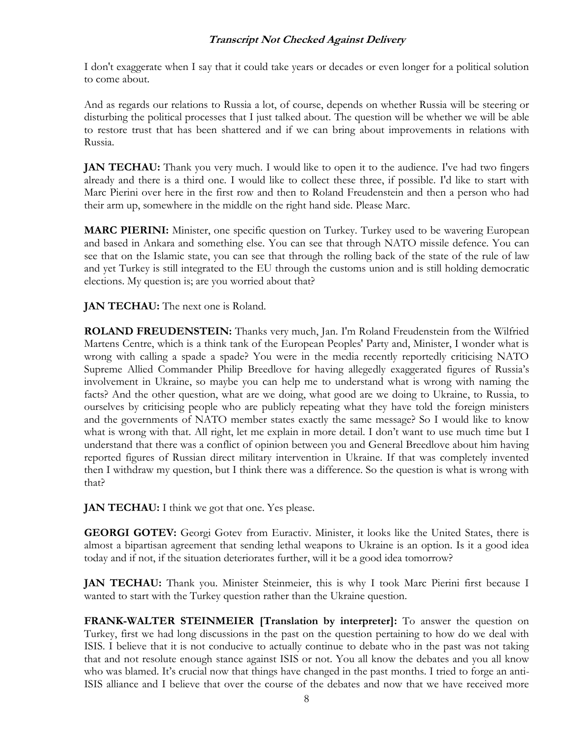I don't exaggerate when I say that it could take years or decades or even longer for a political solution to come about.

And as regards our relations to Russia a lot, of course, depends on whether Russia will be steering or disturbing the political processes that I just talked about. The question will be whether we will be able to restore trust that has been shattered and if we can bring about improvements in relations with Russia.

**JAN TECHAU:** Thank you very much. I would like to open it to the audience. I've had two fingers already and there is a third one. I would like to collect these three, if possible. I'd like to start with Marc Pierini over here in the first row and then to Roland Freudenstein and then a person who had their arm up, somewhere in the middle on the right hand side. Please Marc.

**MARC PIERINI:** Minister, one specific question on Turkey. Turkey used to be wavering European and based in Ankara and something else. You can see that through NATO missile defence. You can see that on the Islamic state, you can see that through the rolling back of the state of the rule of law and yet Turkey is still integrated to the EU through the customs union and is still holding democratic elections. My question is; are you worried about that?

**JAN TECHAU:** The next one is Roland.

**ROLAND FREUDENSTEIN:** Thanks very much, Jan. I'm Roland Freudenstein from the Wilfried Martens Centre, which is a think tank of the European Peoples' Party and, Minister, I wonder what is wrong with calling a spade a spade? You were in the media recently reportedly criticising NATO Supreme Allied Commander Philip Breedlove for having allegedly exaggerated figures of Russia's involvement in Ukraine, so maybe you can help me to understand what is wrong with naming the facts? And the other question, what are we doing, what good are we doing to Ukraine, to Russia, to ourselves by criticising people who are publicly repeating what they have told the foreign ministers and the governments of NATO member states exactly the same message? So I would like to know what is wrong with that. All right, let me explain in more detail. I don't want to use much time but I understand that there was a conflict of opinion between you and General Breedlove about him having reported figures of Russian direct military intervention in Ukraine. If that was completely invented then I withdraw my question, but I think there was a difference. So the question is what is wrong with that?

**JAN TECHAU:** I think we got that one. Yes please.

**GEORGI GOTEV:** Georgi Gotev from Euractiv. Minister, it looks like the United States, there is almost a bipartisan agreement that sending lethal weapons to Ukraine is an option. Is it a good idea today and if not, if the situation deteriorates further, will it be a good idea tomorrow?

**JAN TECHAU:** Thank you. Minister Steinmeier, this is why I took Marc Pierini first because I wanted to start with the Turkey question rather than the Ukraine question.

**FRANK-WALTER STEINMEIER [Translation by interpreter]:** To answer the question on Turkey, first we had long discussions in the past on the question pertaining to how do we deal with ISIS. I believe that it is not conducive to actually continue to debate who in the past was not taking that and not resolute enough stance against ISIS or not. You all know the debates and you all know who was blamed. It's crucial now that things have changed in the past months. I tried to forge an anti-ISIS alliance and I believe that over the course of the debates and now that we have received more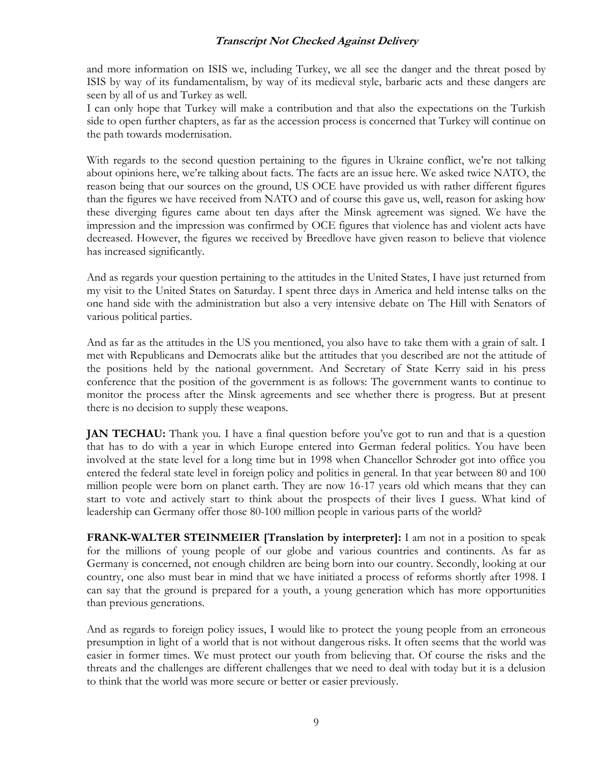and more information on ISIS we, including Turkey, we all see the danger and the threat posed by ISIS by way of its fundamentalism, by way of its medieval style, barbaric acts and these dangers are seen by all of us and Turkey as well.

I can only hope that Turkey will make a contribution and that also the expectations on the Turkish side to open further chapters, as far as the accession process is concerned that Turkey will continue on the path towards modernisation.

With regards to the second question pertaining to the figures in Ukraine conflict, we're not talking about opinions here, we're talking about facts. The facts are an issue here. We asked twice NATO, the reason being that our sources on the ground, US OCE have provided us with rather different figures than the figures we have received from NATO and of course this gave us, well, reason for asking how these diverging figures came about ten days after the Minsk agreement was signed. We have the impression and the impression was confirmed by OCE figures that violence has and violent acts have decreased. However, the figures we received by Breedlove have given reason to believe that violence has increased significantly.

And as regards your question pertaining to the attitudes in the United States, I have just returned from my visit to the United States on Saturday. I spent three days in America and held intense talks on the one hand side with the administration but also a very intensive debate on The Hill with Senators of various political parties.

And as far as the attitudes in the US you mentioned, you also have to take them with a grain of salt. I met with Republicans and Democrats alike but the attitudes that you described are not the attitude of the positions held by the national government. And Secretary of State Kerry said in his press conference that the position of the government is as follows: The government wants to continue to monitor the process after the Minsk agreements and see whether there is progress. But at present there is no decision to supply these weapons.

**JAN TECHAU:** Thank you. I have a final question before you've got to run and that is a question that has to do with a year in which Europe entered into German federal politics. You have been involved at the state level for a long time but in 1998 when Chancellor Schroder got into office you entered the federal state level in foreign policy and politics in general. In that year between 80 and 100 million people were born on planet earth. They are now 16-17 years old which means that they can start to vote and actively start to think about the prospects of their lives I guess. What kind of leadership can Germany offer those 80-100 million people in various parts of the world?

**FRANK-WALTER STEINMEIER [Translation by interpreter]:** I am not in a position to speak for the millions of young people of our globe and various countries and continents. As far as Germany is concerned, not enough children are being born into our country. Secondly, looking at our country, one also must bear in mind that we have initiated a process of reforms shortly after 1998. I can say that the ground is prepared for a youth, a young generation which has more opportunities than previous generations.

And as regards to foreign policy issues, I would like to protect the young people from an erroneous presumption in light of a world that is not without dangerous risks. It often seems that the world was easier in former times. We must protect our youth from believing that. Of course the risks and the threats and the challenges are different challenges that we need to deal with today but it is a delusion to think that the world was more secure or better or easier previously.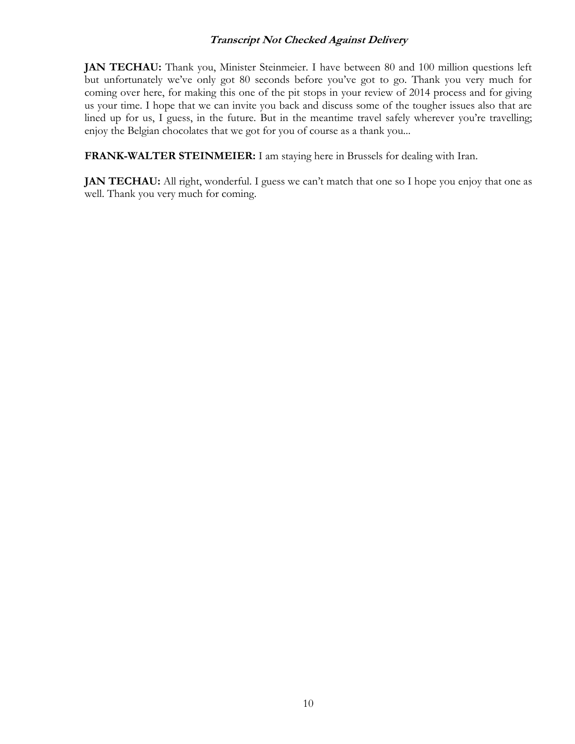**JAN TECHAU:** Thank you, Minister Steinmeier. I have between 80 and 100 million questions left but unfortunately we've only got 80 seconds before you've got to go. Thank you very much for coming over here, for making this one of the pit stops in your review of 2014 process and for giving us your time. I hope that we can invite you back and discuss some of the tougher issues also that are lined up for us, I guess, in the future. But in the meantime travel safely wherever you're travelling; enjoy the Belgian chocolates that we got for you of course as a thank you...

**FRANK-WALTER STEINMEIER:** I am staying here in Brussels for dealing with Iran.

**JAN TECHAU:** All right, wonderful. I guess we can't match that one so I hope you enjoy that one as well. Thank you very much for coming.